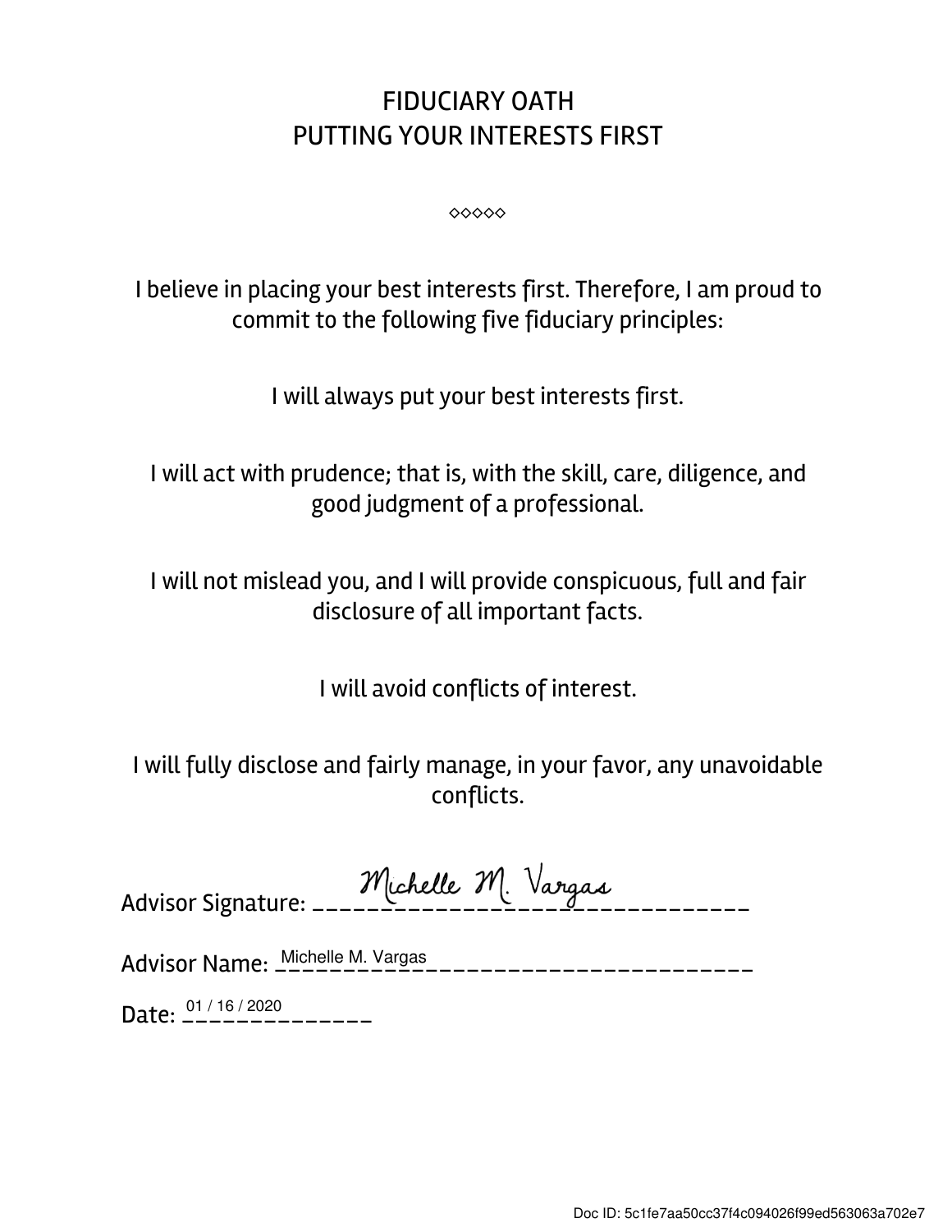# FIDUCIARY OATH
# PUTTING YOUR INTERESTS FIRST

◇◇◇◇◇

I believe in placing your best interests first. Therefore, I am proud to commit to the following five fiduciary principles:

I will always put your best interests first.

I will act with prudence; that is, with the skill, care, diligence, and good judgment of a professional.

I will not mislead you, and I will provide conspicuous, full and fair disclosure of all important facts.

I will avoid conflicts of interest.

I will fully disclose and fairly manage, in your favor, any unavoidable conflicts.

Advisor Signature: Michelle M. Vargas

Advisor Name: Michelle M. Vargas

Date: 01 / 16 / 2020

Doc ID: 5c1fe7aa50cc37f4c094026f99ed563063a702e7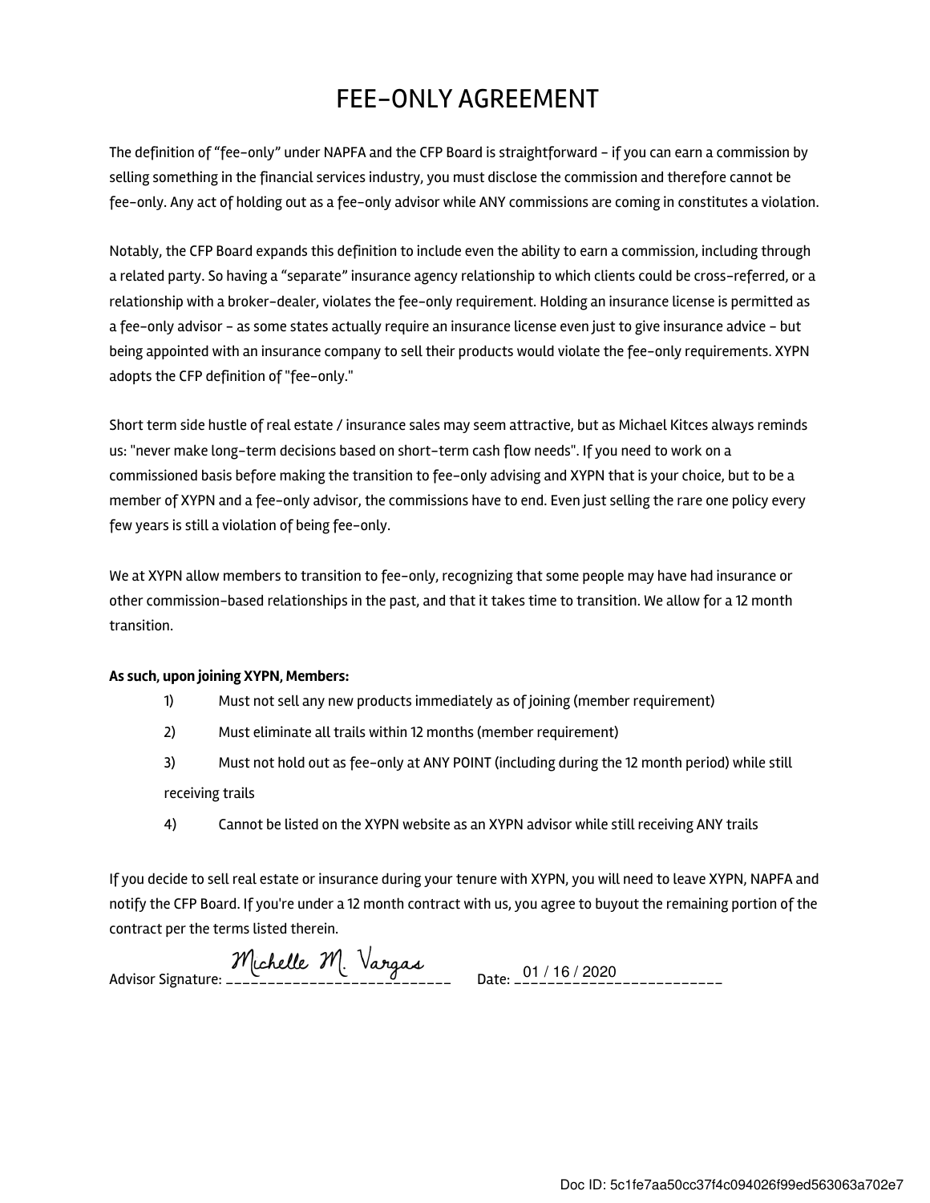# FEE-ONLY AGREEMENT

The definition of "fee-only" under NAPFA and the CFP Board is straightforward - if you can earn a commission by selling something in the financial services industry, you must disclose the commission and therefore cannot be fee-only. Any act of holding out as a fee-only advisor while ANY commissions are coming in constitutes a violation.

Notably, the CFP Board expands this definition to include even the ability to earn a commission, including through a related party. So having a "separate" insurance agency relationship to which clients could be cross-referred, or a relationship with a broker-dealer, violates the fee-only requirement. Holding an insurance license is permitted as a fee-only advisor - as some states actually require an insurance license even just to give insurance advice - but being appointed with an insurance company to sell their products would violate the fee-only requirements. XYPN adopts the CFP definition of "fee-only."

Short term side hustle of real estate / insurance sales may seem attractive, but as Michael Kitces always reminds us: "never make long-term decisions based on short-term cash flow needs". If you need to work on a commissioned basis before making the transition to fee-only advising and XYPN that is your choice, but to be a member of XYPN and a fee-only advisor, the commissions have to end. Even just selling the rare one policy every few years is still a violation of being fee-only.

We at XYPN allow members to transition to fee-only, recognizing that some people may have had insurance or other commission-based relationships in the past, and that it takes time to transition. We allow for a 12 month transition.

**As such, upon joining XYPN, Members:**

1) Must not sell any new products immediately as of joining (member requirement)
2) Must eliminate all trails within 12 months (member requirement)
3) Must not hold out as fee-only at ANY POINT (including during the 12 month period) while still receiving trails
4) Cannot be listed on the XYPN website as an XYPN advisor while still receiving ANY trails

If you decide to sell real estate or insurance during your tenure with XYPN, you will need to leave XYPN, NAPFA and notify the CFP Board. If you're under a 12 month contract with us, you agree to buyout the remaining portion of the contract per the terms listed therein.

Advisor Signature: Michelle M. Vargas  Date: 01 / 16 / 2020

Doc ID: 5c1fe7aa50cc37f4c094026f99ed563063a702e7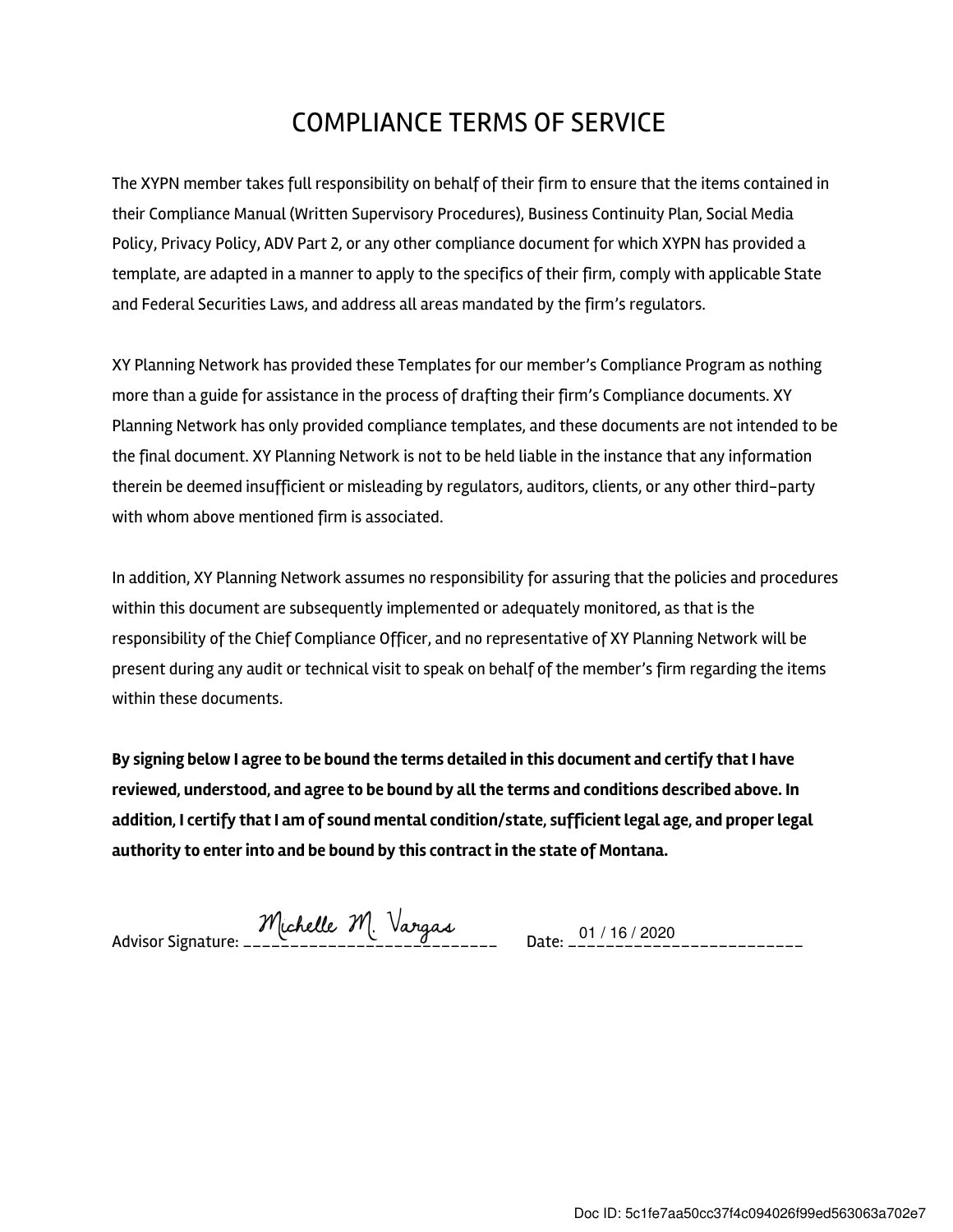# COMPLIANCE TERMS OF SERVICE

The XYPN member takes full responsibility on behalf of their firm to ensure that the items contained in their Compliance Manual (Written Supervisory Procedures), Business Continuity Plan, Social Media Policy, Privacy Policy, ADV Part 2, or any other compliance document for which XYPN has provided a template, are adapted in a manner to apply to the specifics of their firm, comply with applicable State and Federal Securities Laws, and address all areas mandated by the firm's regulators.

XY Planning Network has provided these Templates for our member's Compliance Program as nothing more than a guide for assistance in the process of drafting their firm's Compliance documents. XY Planning Network has only provided compliance templates, and these documents are not intended to be the final document. XY Planning Network is not to be held liable in the instance that any information therein be deemed insufficient or misleading by regulators, auditors, clients, or any other third-party with whom above mentioned firm is associated.

In addition, XY Planning Network assumes no responsibility for assuring that the policies and procedures within this document are subsequently implemented or adequately monitored, as that is the responsibility of the Chief Compliance Officer, and no representative of XY Planning Network will be present during any audit or technical visit to speak on behalf of the member's firm regarding the items within these documents.

**By signing below I agree to be bound the terms detailed in this document and certify that I have reviewed, understood, and agree to be bound by all the terms and conditions described above. In addition, I certify that I am of sound mental condition/state, sufficient legal age, and proper legal authority to enter into and be bound by this contract in the state of Montana.**

Advisor Signature: Michelle M. Vargas          Date: 01 / 16 / 2020

Doc ID: 5c1fe7aa50cc37f4c094026f99ed563063a702e7